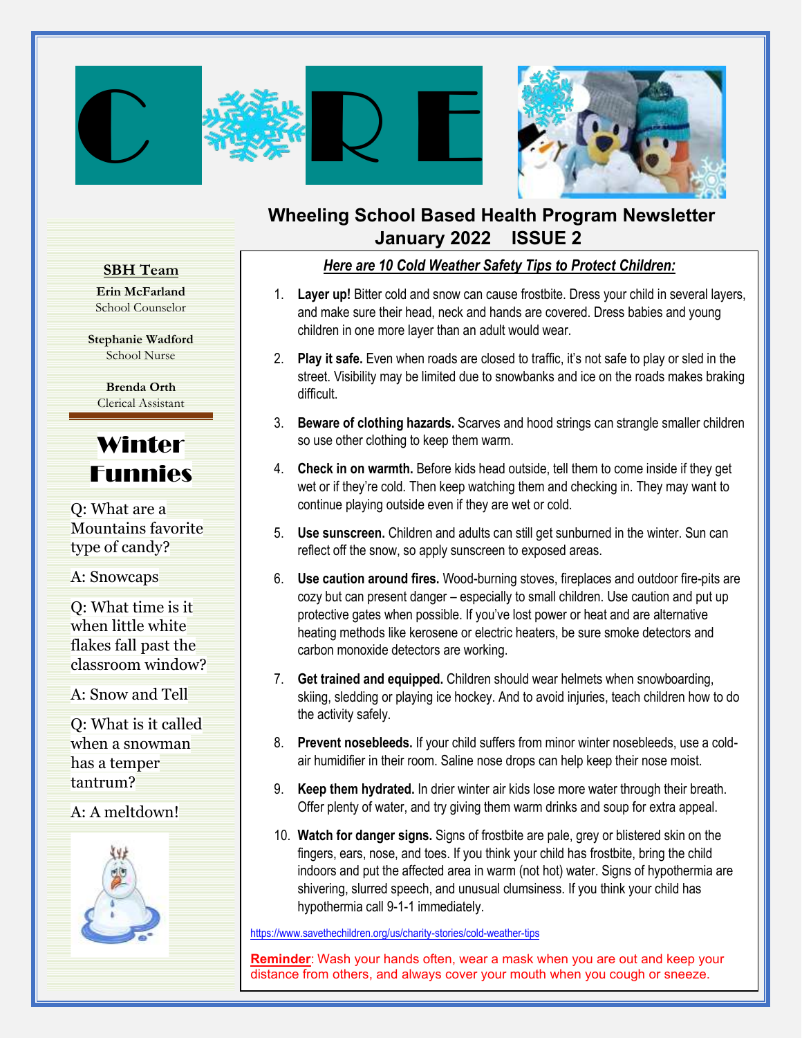# C❄RE

## Wheeling School Based Health Program Newsletter
## January 2022 ISSUE 2

### SBH Team

**Erin McFarland**
School Counselor

**Stephanie Wadford**
School Nurse

**Brenda Orth**
Clerical Assistant

### Winter Funnies

Q: What are a Mountains favorite type of candy?

A: Snowcaps

Q: What time is it when little white flakes fall past the classroom window?

A: Snow and Tell

Q: What is it called when a snowman has a temper tantrum?

A: A meltdown!

***<u>Here are 10 Cold Weather Safety Tips to Protect Children:</u>***

1. **Layer up!** Bitter cold and snow can cause frostbite. Dress your child in several layers, and make sure their head, neck and hands are covered. Dress babies and young children in one more layer than an adult would wear.
2. **Play it safe.** Even when roads are closed to traffic, it's not safe to play or sled in the street. Visibility may be limited due to snowbanks and ice on the roads makes braking difficult.
3. **Beware of clothing hazards.** Scarves and hood strings can strangle smaller children so use other clothing to keep them warm.
4. **Check in on warmth.** Before kids head outside, tell them to come inside if they get wet or if they're cold. Then keep watching them and checking in. They may want to continue playing outside even if they are wet or cold.
5. **Use sunscreen.** Children and adults can still get sunburned in the winter. Sun can reflect off the snow, so apply sunscreen to exposed areas.
6. **Use caution around fires.** Wood-burning stoves, fireplaces and outdoor fire-pits are cozy but can present danger – especially to small children. Use caution and put up protective gates when possible. If you've lost power or heat and are alternative heating methods like kerosene or electric heaters, be sure smoke detectors and carbon monoxide detectors are working.
7. **Get trained and equipped.** Children should wear helmets when snowboarding, skiing, sledding or playing ice hockey. And to avoid injuries, teach children how to do the activity safely.
8. **Prevent nosebleeds.** If your child suffers from minor winter nosebleeds, use a cold-air humidifier in their room. Saline nose drops can help keep their nose moist.
9. **Keep them hydrated.** In drier winter air kids lose more water through their breath. Offer plenty of water, and try giving them warm drinks and soup for extra appeal.
10. **Watch for danger signs.** Signs of frostbite are pale, grey or blistered skin on the fingers, ears, nose, and toes. If you think your child has frostbite, bring the child indoors and put the affected area in warm (not hot) water. Signs of hypothermia are shivering, slurred speech, and unusual clumsiness. If you think your child has hypothermia call 9-1-1 immediately.

https://www.savethechildren.org/us/charity-stories/cold-weather-tips

**<u>Reminder</u>**: Wash your hands often, wear a mask when you are out and keep your distance from others, and always cover your mouth when you cough or sneeze.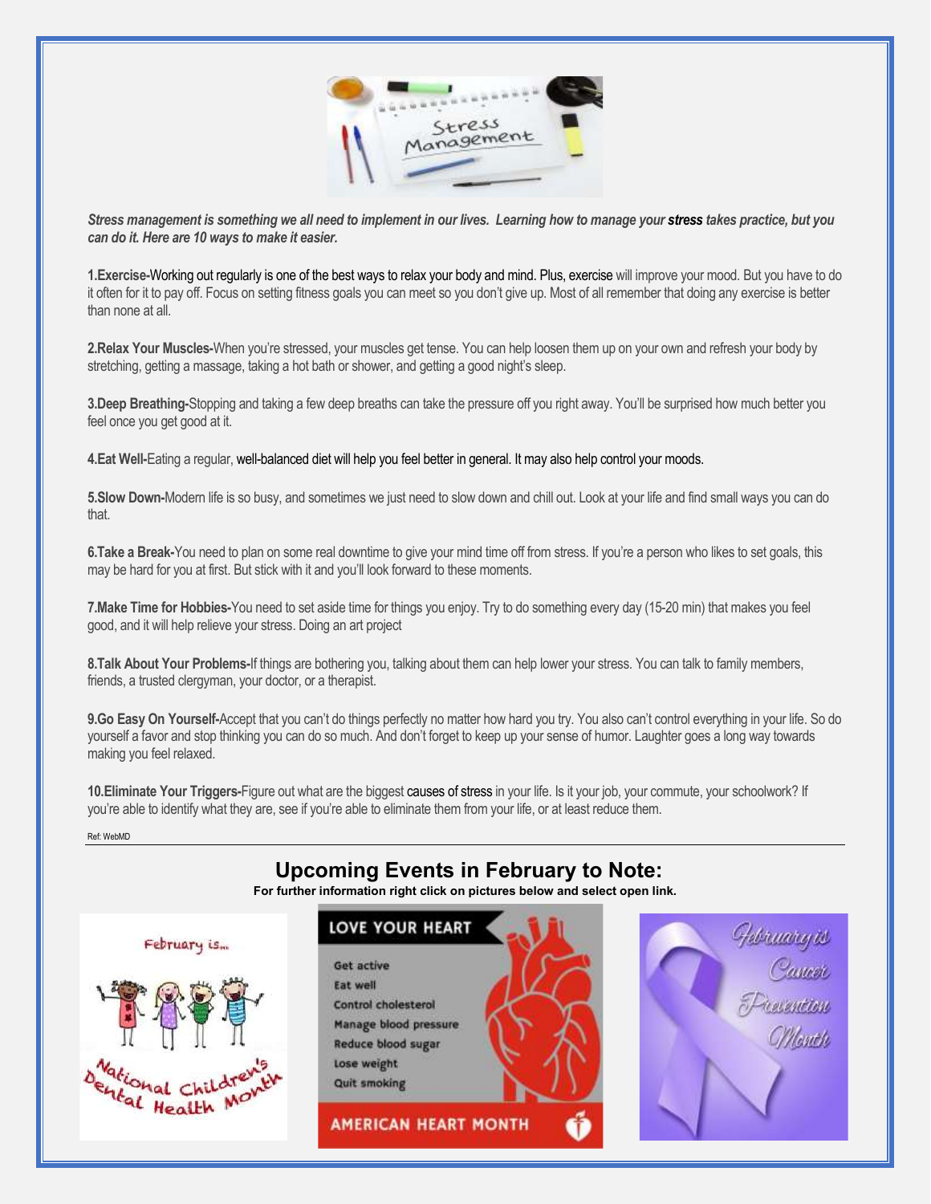***Stress management is something we all need to implement in our lives. Learning how to manage your stress takes practice, but you can do it. Here are 10 ways to make it easier.***

**1.Exercise-**Working out regularly is one of the best ways to relax your body and mind. Plus, exercise will improve your mood. But you have to do it often for it to pay off. Focus on setting fitness goals you can meet so you don't give up. Most of all remember that doing any exercise is better than none at all.

**2.Relax Your Muscles-**When you're stressed, your muscles get tense. You can help loosen them up on your own and refresh your body by stretching, getting a massage, taking a hot bath or shower, and getting a good night's sleep.

**3.Deep Breathing-**Stopping and taking a few deep breaths can take the pressure off you right away. You'll be surprised how much better you feel once you get good at it.

**4.Eat Well-**Eating a regular, well-balanced diet will help you feel better in general. It may also help control your moods.

**5.Slow Down-**Modern life is so busy, and sometimes we just need to slow down and chill out. Look at your life and find small ways you can do that.

**6.Take a Break-**You need to plan on some real downtime to give your mind time off from stress. If you're a person who likes to set goals, this may be hard for you at first. But stick with it and you'll look forward to these moments.

**7.Make Time for Hobbies-**You need to set aside time for things you enjoy. Try to do something every day (15-20 min) that makes you feel good, and it will help relieve your stress. Doing an art project

**8.Talk About Your Problems-**If things are bothering you, talking about them can help lower your stress. You can talk to family members, friends, a trusted clergyman, your doctor, or a therapist.

**9.Go Easy On Yourself-**Accept that you can't do things perfectly no matter how hard you try. You also can't control everything in your life. So do yourself a favor and stop thinking you can do so much. And don't forget to keep up your sense of humor. Laughter goes a long way towards making you feel relaxed.

**10.Eliminate Your Triggers-**Figure out what are the biggest causes of stress in your life. Is it your job, your commute, your schoolwork? If you're able to identify what they are, see if you're able to eliminate them from your life, or at least reduce them.

Ref: WebMD

## Upcoming Events in February to Note:

**For further information right click on pictures below and select open link.**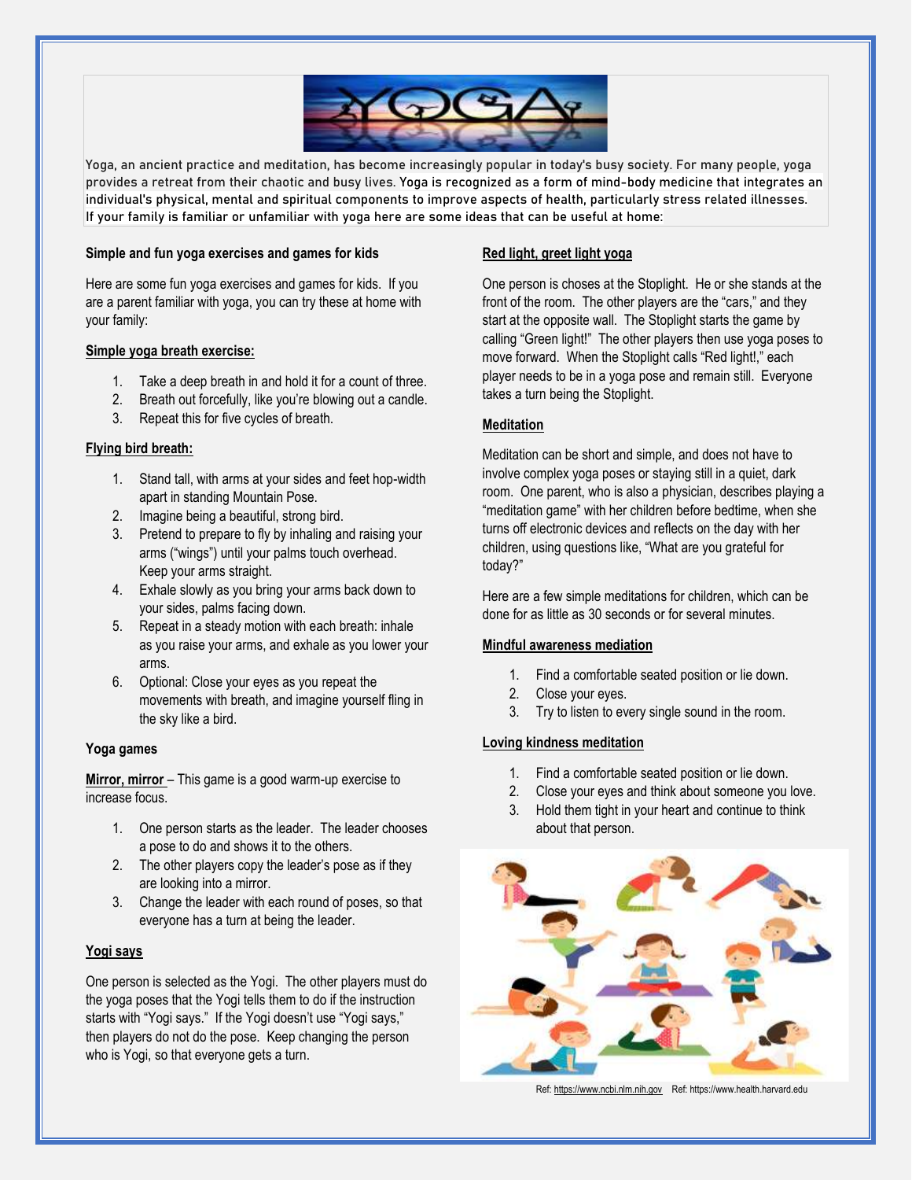Yoga, an ancient practice and meditation, has become increasingly popular in today's busy society. For many people, yoga provides a retreat from their chaotic and busy lives. Yoga is recognized as a form of mind-body medicine that integrates an individual's physical, mental and spiritual components to improve aspects of health, particularly stress related illnesses. If your family is familiar or unfamiliar with yoga here are some ideas that can be useful at home:

**Simple and fun yoga exercises and games for kids**

Here are some fun yoga exercises and games for kids. If you are a parent familiar with yoga, you can try these at home with your family:

**Simple yoga breath exercise:**

1. Take a deep breath in and hold it for a count of three.
2. Breath out forcefully, like you're blowing out a candle.
3. Repeat this for five cycles of breath.

**Flying bird breath:**

1. Stand tall, with arms at your sides and feet hop-width apart in standing Mountain Pose.
2. Imagine being a beautiful, strong bird.
3. Pretend to prepare to fly by inhaling and raising your arms ("wings") until your palms touch overhead. Keep your arms straight.
4. Exhale slowly as you bring your arms back down to your sides, palms facing down.
5. Repeat in a steady motion with each breath: inhale as you raise your arms, and exhale as you lower your arms.
6. Optional: Close your eyes as you repeat the movements with breath, and imagine yourself fling in the sky like a bird.

**Yoga games**

**Mirror, mirror** – This game is a good warm-up exercise to increase focus.

1. One person starts as the leader. The leader chooses a pose to do and shows it to the others.
2. The other players copy the leader's pose as if they are looking into a mirror.
3. Change the leader with each round of poses, so that everyone has a turn at being the leader.

**Yogi says**

One person is selected as the Yogi. The other players must do the yoga poses that the Yogi tells them to do if the instruction starts with "Yogi says." If the Yogi doesn't use "Yogi says," then players do not do the pose. Keep changing the person who is Yogi, so that everyone gets a turn.

**Red light, greet light yoga**

One person is choses at the Stoplight. He or she stands at the front of the room. The other players are the "cars," and they start at the opposite wall. The Stoplight starts the game by calling "Green light!" The other players then use yoga poses to move forward. When the Stoplight calls "Red light!," each player needs to be in a yoga pose and remain still. Everyone takes a turn being the Stoplight.

**Meditation**

Meditation can be short and simple, and does not have to involve complex yoga poses or staying still in a quiet, dark room. One parent, who is also a physician, describes playing a "meditation game" with her children before bedtime, when she turns off electronic devices and reflects on the day with her children, using questions like, "What are you grateful for today?"

Here are a few simple meditations for children, which can be done for as little as 30 seconds or for several minutes.

**Mindful awareness mediation**

1. Find a comfortable seated position or lie down.
2. Close your eyes.
3. Try to listen to every single sound in the room.

**Loving kindness meditation**

1. Find a comfortable seated position or lie down.
2. Close your eyes and think about someone you love.
3. Hold them tight in your heart and continue to think about that person.

Ref: https://www.ncbi.nlm.nih.gov Ref: https://www.health.harvard.edu